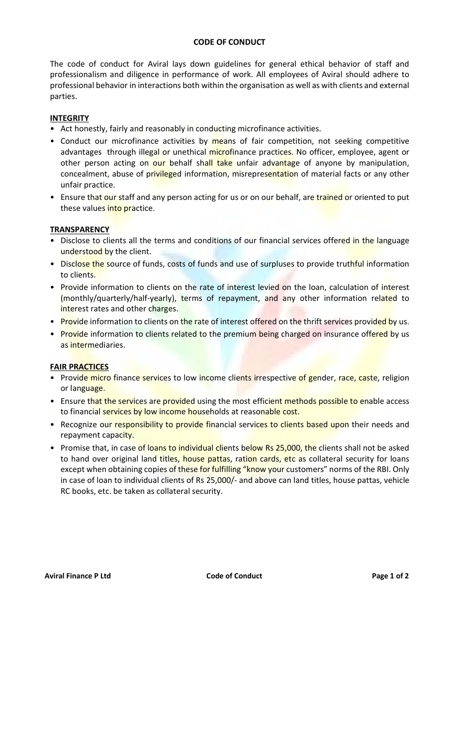# CODE OF CONDUCT

The code of conduct for Aviral lays down guidelines for general ethical behavior of staff and professionalism and diligence in performance of work. All employees of Aviral should adhere to professional behavior in interactions both within the organisation as well as with clients and external parties.

## INTEGRITY

- Act honestly, fairly and reasonably in conducting microfinance activities.
- Conduct our microfinance activities by means of fair competition, not seeking competitive advantages through illegal or unethical microfinance practices. No officer, employee, agent or other person acting on our behalf shall take unfair advantage of anyone by manipulation, concealment, abuse of privileged information, misrepresentation of material facts or any other unfair practice.
- Ensure that our staff and any person acting for us or on our behalf, are trained or oriented to put these values into practice.

## TRANSPARENCY

- Disclose to clients all the terms and conditions of our financial services offered in the language understood by the client.
- Disclose the source of funds, costs of funds and use of surpluses to provide truthful information to clients.
- Provide information to clients on the rate of interest levied on the loan, calculation of interest (monthly/quarterly/half-yearly), terms of repayment, and any other information related to interest rates and other charges.
- Provide information to clients on the rate of interest offered on the thrift services provided by us.
- Provide information to clients related to the premium being charged on insurance offered by us as intermediaries.

## FAIR PRACTICES

- Provide micro finance services to low income clients irrespective of gender, race, caste, religion or language.
- Ensure that the services are provided using the most efficient methods possible to enable access to financial services by low income households at reasonable cost.
- Recognize our responsibility to provide financial services to clients based upon their needs and repayment capacity.
- Promise that, in case of loans to individual clients below Rs 25,000, the clients shall not be asked to hand over original land titles, house pattas, ration cards, etc as collateral security for loans except when obtaining copies of these for fulfilling "know your customers" norms of the RBI. Only in case of loan to individual clients of Rs 25,000/- and above can land titles, house pattas, vehicle RC books, etc. be taken as collateral security.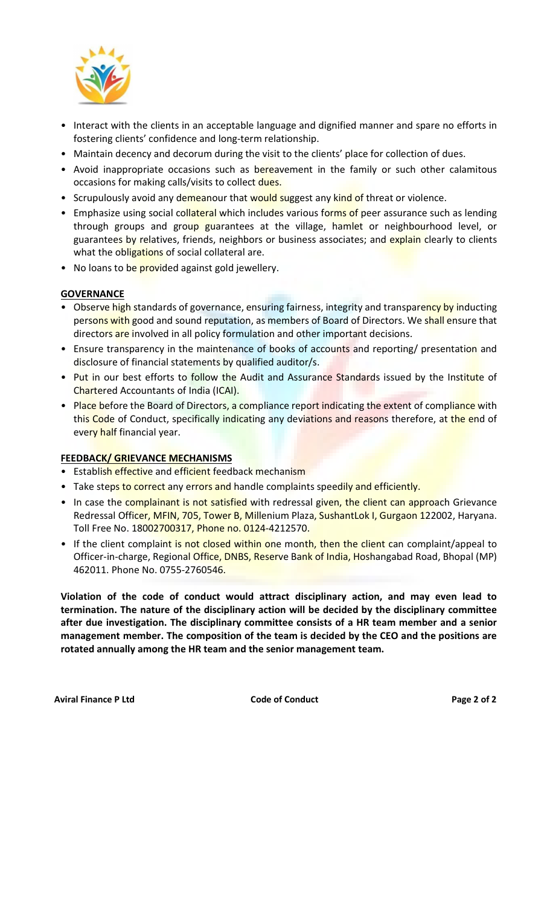- Interact with the clients in an acceptable language and dignified manner and spare no efforts in fostering clients' confidence and long-term relationship.
- Maintain decency and decorum during the visit to the clients' place for collection of dues.
- Avoid inappropriate occasions such as bereavement in the family or such other calamitous occasions for making calls/visits to collect dues.
- Scrupulously avoid any demeanour that would suggest any kind of threat or violence.
- Emphasize using social collateral which includes various forms of peer assurance such as lending through groups and group guarantees at the village, hamlet or neighbourhood level, or guarantees by relatives, friends, neighbors or business associates; and explain clearly to clients what the obligations of social collateral are.
- No loans to be provided against gold jewellery.

**GOVERNANCE**

- Observe high standards of governance, ensuring fairness, integrity and transparency by inducting persons with good and sound reputation, as members of Board of Directors. We shall ensure that directors are involved in all policy formulation and other important decisions.
- Ensure transparency in the maintenance of books of accounts and reporting/ presentation and disclosure of financial statements by qualified auditor/s.
- Put in our best efforts to follow the Audit and Assurance Standards issued by the Institute of Chartered Accountants of India (ICAI).
- Place before the Board of Directors, a compliance report indicating the extent of compliance with this Code of Conduct, specifically indicating any deviations and reasons therefore, at the end of every half financial year.

**FEEDBACK/ GRIEVANCE MECHANISMS**

- Establish effective and efficient feedback mechanism
- Take steps to correct any errors and handle complaints speedily and efficiently.
- In case the complainant is not satisfied with redressal given, the client can approach Grievance Redressal Officer, MFIN, 705, Tower B, Millenium Plaza, SushantLok I, Gurgaon 122002, Haryana. Toll Free No. 18002700317, Phone no. 0124-4212570.
- If the client complaint is not closed within one month, then the client can complaint/appeal to Officer-in-charge, Regional Office, DNBS, Reserve Bank of India, Hoshangabad Road, Bhopal (MP) 462011. Phone No. 0755-2760546.

**Violation of the code of conduct would attract disciplinary action, and may even lead to termination. The nature of the disciplinary action will be decided by the disciplinary committee after due investigation. The disciplinary committee consists of a HR team member and a senior management member. The composition of the team is decided by the CEO and the positions are rotated annually among the HR team and the senior management team.**